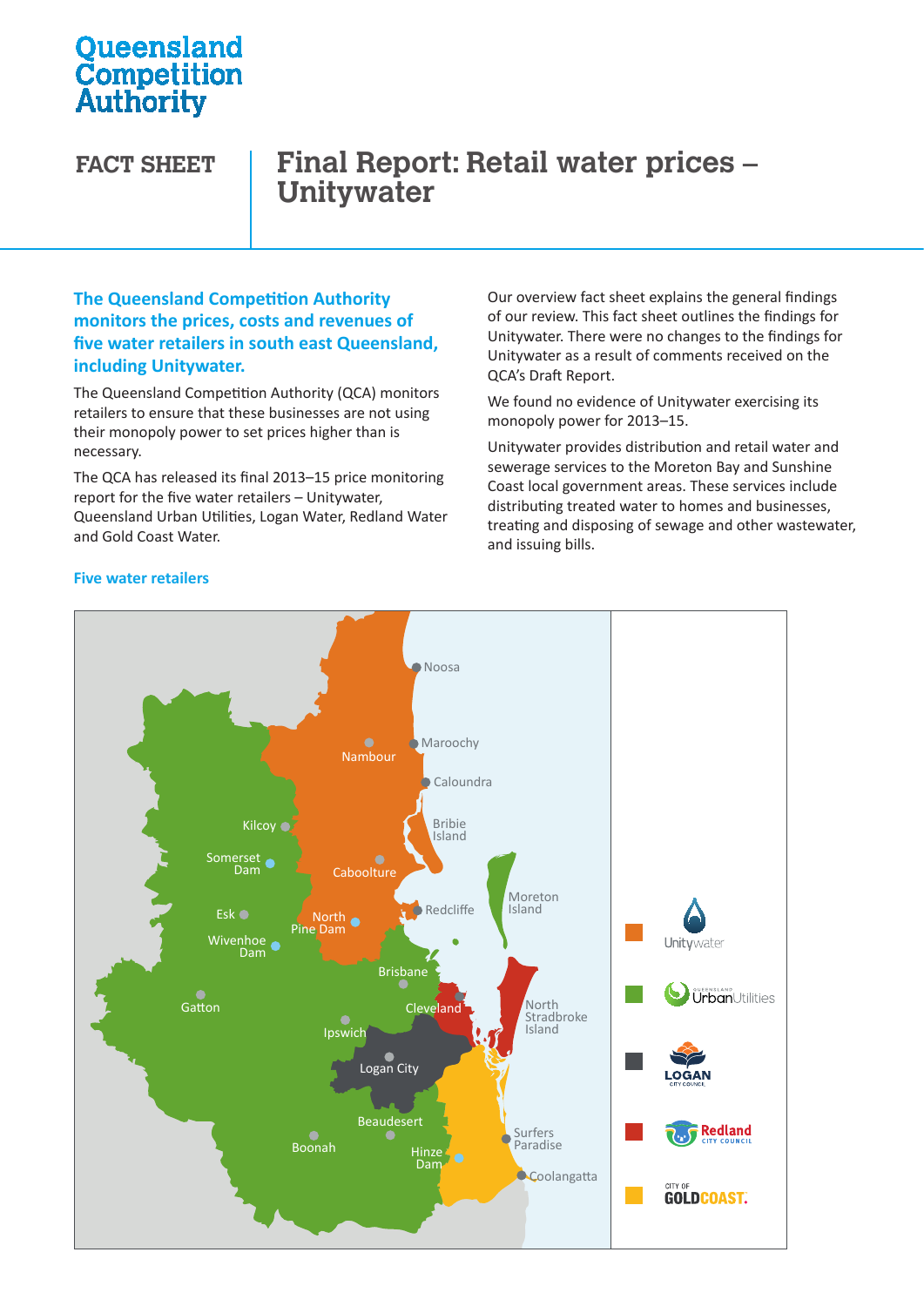Queensland Competition Authority

# FACT SHEET

# Final Report: Retail water prices – Unitywater

**The Queensland Competition Authority monitors the prices, costs and revenues of five water retailers in south east Queensland, including Unitywater.**

The Queensland Competition Authority (QCA) monitors retailers to ensure that these businesses are not using their monopoly power to set prices higher than is necessary.

The QCA has released its final 2013–15 price monitoring report for the five water retailers – Unitywater, Queensland Urban Utilities, Logan Water, Redland Water and Gold Coast Water.

Our overview fact sheet explains the general findings of our review. This fact sheet outlines the findings for Unitywater. There were no changes to the findings for Unitywater as a result of comments received on the QCA's Draft Report.

We found no evidence of Unitywater exercising its monopoly power for 2013–15.

Unitywater provides distribution and retail water and sewerage services to the Moreton Bay and Sunshine Coast local government areas. These services include distributing treated water to homes and businesses, treating and disposing of sewage and other wastewater, and issuing bills.

**Five water retailers**

Noosa, Maroochy, Nambour, Caloundra, Bribie Island, Kilcoy, Somerset Dam, Caboolture, Moreton Island, Esk, North Pine Dam, Redcliffe, Wivenhoe Dam, Brisbane, Gatton, Cleveland, North Stradbroke Island, Ipswich, Logan City, Beaudesert, Surfers Paradise, Boonah, Hinze Dam, Coolangatta

Legend: Unitywater; Queensland Urban Utilities; Logan City Council; Redland City Council; City of Gold Coast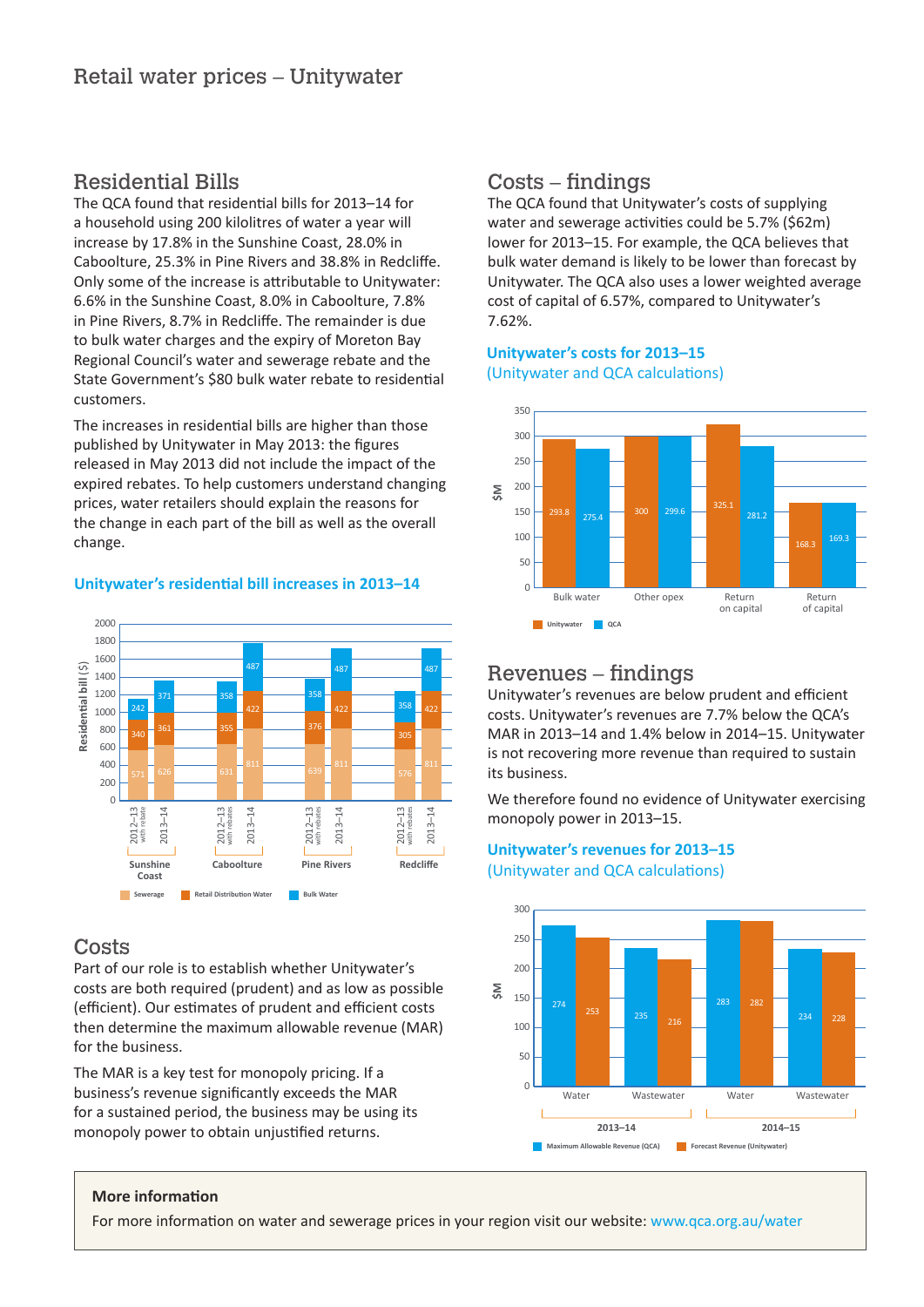# Retail water prices – Unitywater

## Residential Bills

The QCA found that residential bills for 2013–14 for a household using 200 kilolitres of water a year will increase by 17.8% in the Sunshine Coast, 28.0% in Caboolture, 25.3% in Pine Rivers and 38.8% in Redcliffe. Only some of the increase is attributable to Unitywater: 6.6% in the Sunshine Coast, 8.0% in Caboolture, 7.8% in Pine Rivers, 8.7% in Redcliffe. The remainder is due to bulk water charges and the expiry of Moreton Bay Regional Council's water and sewerage rebate and the State Government's $80 bulk water rebate to residential customers.

The increases in residential bills are higher than those published by Unitywater in May 2013: the figures released in May 2013 did not include the impact of the expired rebates. To help customers understand changing prices, water retailers should explain the reasons for the change in each part of the bill as well as the overall change.

### Unitywater's residential bill increases in 2013–14

Residential bill ($)
2000
1800
1600
1400
1200
1000
800
600
400
200
0

Sunshine Coast: 2012–13 with rebate: 571, 340, 242; 2013–14: 626, 361, 371
Caboolture: 2012–13 with rebates: 631, 355, 358; 2013–14: 811, 422, 487
Pine Rivers: 2012–13 with rebates: 639, 376, 358; 2013–14: 811, 422, 487
Redcliffe: 2012–13 with rebates: 576, 305, 358; 2013–14: 811, 422, 487

Sewerage | Retail Distribution Water | Bulk Water

## Costs

Part of our role is to establish whether Unitywater's costs are both required (prudent) and as low as possible (efficient). Our estimates of prudent and efficient costs then determine the maximum allowable revenue (MAR) for the business.

The MAR is a key test for monopoly pricing. If a business's revenue significantly exceeds the MAR for a sustained period, the business may be using its monopoly power to obtain unjustified returns.

## Costs – findings

The QCA found that Unitywater's costs of supplying water and sewerage activities could be 5.7% ($62m) lower for 2013–15. For example, the QCA believes that bulk water demand is likely to be lower than forecast by Unitywater. The QCA also uses a lower weighted average cost of capital of 6.57%, compared to Unitywater's 7.62%.

### Unitywater's costs for 2013–15
(Unitywater and QCA calculations)

$M
350
300
250
200
150
100
50
0

Bulk water: 293.8, 275.4
Other opex: 300, 299.6
Return on capital: 325.1, 281.2
Return of capital: 168.3, 169.3

Unitywater | QCA

## Revenues – findings

Unitywater's revenues are below prudent and efficient costs. Unitywater's revenues are 7.7% below the QCA's MAR in 2013–14 and 1.4% below in 2014–15. Unitywater is not recovering more revenue than required to sustain its business.

We therefore found no evidence of Unitywater exercising monopoly power in 2013–15.

### Unitywater's revenues for 2013–15
(Unitywater and QCA calculations)

$M
300
250
200
150
100
50
0

2013–14: Water: 274, 253; Wastewater: 235, 216
2014–15: Water: 283, 282; Wastewater: 234, 228

Maximum Allowable Revenue (QCA) | Forecast Revenue (Unitywater)

**More information**

For more information on water and sewerage prices in your region visit our website: www.qca.org.au/water